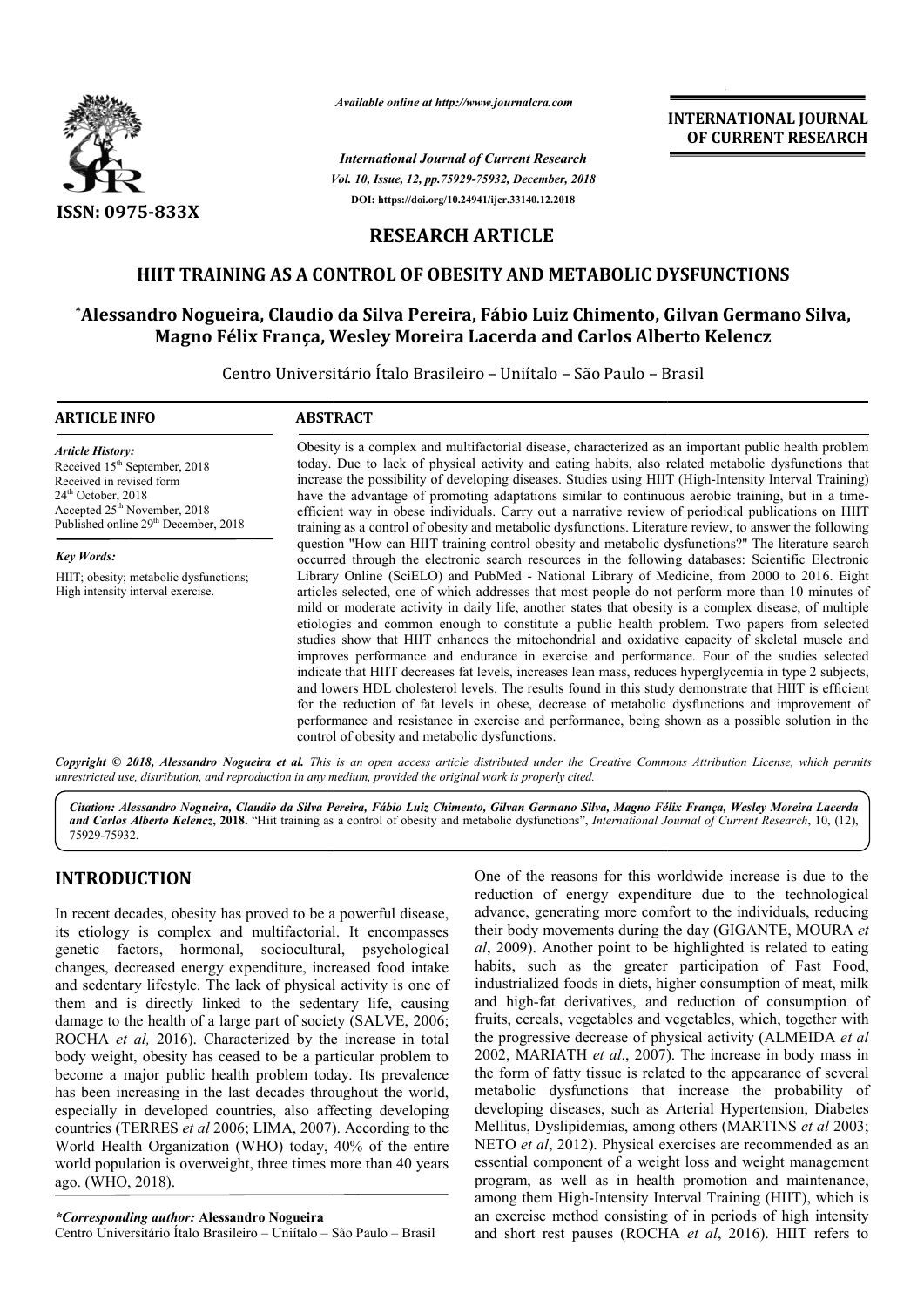*Available online at http://www.journalcra.com*

*International Journal of Current Research*
*Vol. 10, Issue, 12, pp.75929-75932, December, 2018*
DOI: https://doi.org/10.24941/ijcr.33140.12.2018

ISSN: 0975-833X

**INTERNATIONAL JOURNAL OF CURRENT RESEARCH**

## RESEARCH ARTICLE

# HIIT TRAINING AS A CONTROL OF OBESITY AND METABOLIC DYSFUNCTIONS

**\*Alessandro Nogueira, Claudio da Silva Pereira, Fábio Luiz Chimento, Gilvan Germano Silva, Magno Félix França, Wesley Moreira Lacerda and Carlos Alberto Kelencz**

Centro Universitário Ítalo Brasileiro – Uniítalo – São Paulo – Brasil

### ARTICLE INFO

*Article History:*
Received 15th September, 2018
Received in revised form
24th October, 2018
Accepted 25th November, 2018
Published online 29th December, 2018

*Key Words:*
HIIT; obesity; metabolic dysfunctions; High intensity interval exercise.

### ABSTRACT

Obesity is a complex and multifactorial disease, characterized as an important public health problem today. Due to lack of physical activity and eating habits, also related metabolic dysfunctions that increase the possibility of developing diseases. Studies using HIIT (High-Intensity Interval Training) have the advantage of promoting adaptations similar to continuous aerobic training, but in a time-efficient way in obese individuals. Carry out a narrative review of periodical publications on HIIT training as a control of obesity and metabolic dysfunctions. Literature review, to answer the following question "How can HIIT training control obesity and metabolic dysfunctions?" The literature search occurred through the electronic search resources in the following databases: Scientific Electronic Library Online (SciELO) and PubMed - National Library of Medicine, from 2000 to 2016. Eight articles selected, one of which addresses that most people do not perform more than 10 minutes of mild or moderate activity in daily life, another states that obesity is a complex disease, of multiple etiologies and common enough to constitute a public health problem. Two papers from selected studies show that HIIT enhances the mitochondrial and oxidative capacity of skeletal muscle and improves performance and endurance in exercise and performance. Four of the studies selected indicate that HIIT decreases fat levels, increases lean mass, reduces hyperglycemia in type 2 subjects, and lowers HDL cholesterol levels. The results found in this study demonstrate that HIIT is efficient for the reduction of fat levels in obese, decrease of metabolic dysfunctions and improvement of performance and resistance in exercise and performance, being shown as a possible solution in the control of obesity and metabolic dysfunctions.

*Copyright © 2018, Alessandro Nogueira et al. This is an open access article distributed under the Creative Commons Attribution License, which permits unrestricted use, distribution, and reproduction in any medium, provided the original work is properly cited.*

***Citation: Alessandro Nogueira, Claudio da Silva Pereira, Fábio Luiz Chimento, Gilvan Germano Silva, Magno Félix França, Wesley Moreira Lacerda and Carlos Alberto Kelencz, 2018.** "Hiit training as a control of obesity and metabolic dysfunctions", International Journal of Current Research, 10, (12), 75929-75932.*

## INTRODUCTION

In recent decades, obesity has proved to be a powerful disease, its etiology is complex and multifactorial. It encompasses genetic factors, hormonal, sociocultural, psychological changes, decreased energy expenditure, increased food intake and sedentary lifestyle. The lack of physical activity is one of them and is directly linked to the sedentary life, causing damage to the health of a large part of society (SALVE, 2006; ROCHA *et al,* 2016). Characterized by the increase in total body weight, obesity has ceased to be a particular problem to become a major public health problem today. Its prevalence has been increasing in the last decades throughout the world, especially in developed countries, also affecting developing countries (TERRES *et al* 2006; LIMA, 2007). According to the World Health Organization (WHO) today, 40% of the entire world population is overweight, three times more than 40 years ago. (WHO, 2018).

One of the reasons for this worldwide increase is due to the reduction of energy expenditure due to the technological advance, generating more comfort to the individuals, reducing their body movements during the day (GIGANTE, MOURA *et al*, 2009). Another point to be highlighted is related to eating habits, such as the greater participation of Fast Food, industrialized foods in diets, higher consumption of meat, milk and high-fat derivatives, and reduction of consumption of fruits, cereals, vegetables and vegetables, which, together with the progressive decrease of physical activity (ALMEIDA *et al* 2002, MARIATH *et al*., 2007). The increase in body mass in the form of fatty tissue is related to the appearance of several metabolic dysfunctions that increase the probability of developing diseases, such as Arterial Hypertension, Diabetes Mellitus, Dyslipidemias, among others (MARTINS *et al* 2003; NETO *et al*, 2012). Physical exercises are recommended as an essential component of a weight loss and weight management program, as well as in health promotion and maintenance, among them High-Intensity Interval Training (HIIT), which is an exercise method consisting of in periods of high intensity and short rest pauses (ROCHA *et al*, 2016). HIIT refers to

***Corresponding author:** Alessandro Nogueira
Centro Universitário Ítalo Brasileiro – Uniítalo – São Paulo – Brasil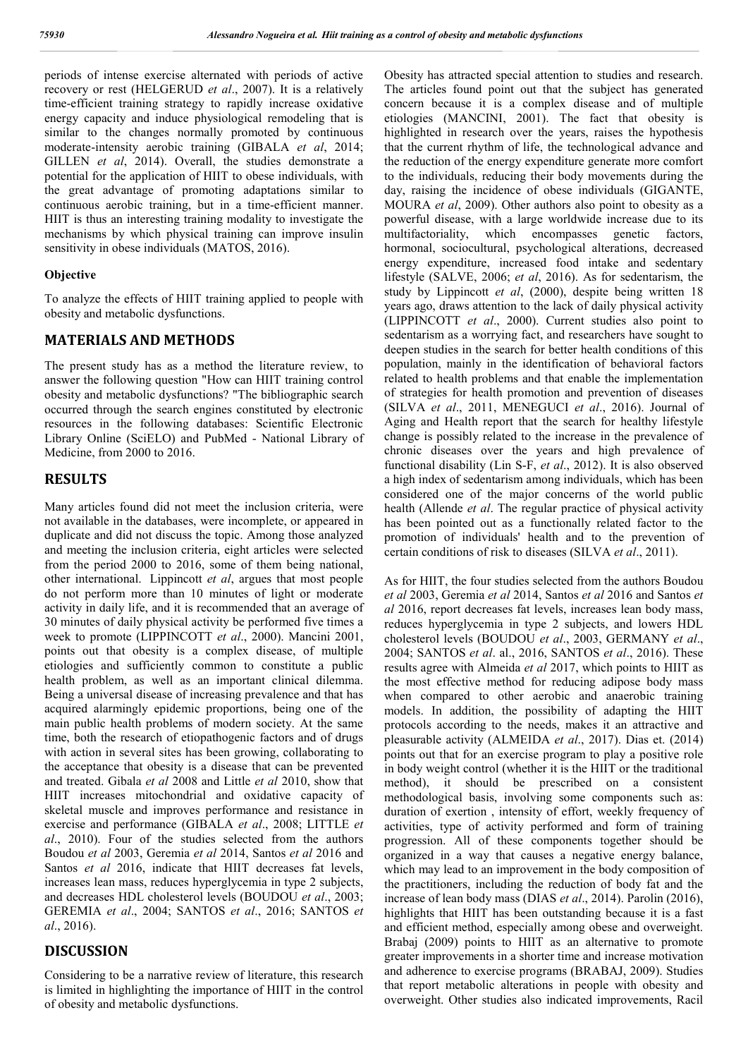periods of intense exercise alternated with periods of active recovery or rest (HELGERUD *et al*., 2007). It is a relatively time-efficient training strategy to rapidly increase oxidative energy capacity and induce physiological remodeling that is similar to the changes normally promoted by continuous moderate-intensity aerobic training (GIBALA *et al*, 2014; GILLEN *et al*, 2014). Overall, the studies demonstrate a potential for the application of HIIT to obese individuals, with the great advantage of promoting adaptations similar to continuous aerobic training, but in a time-efficient manner. HIIT is thus an interesting training modality to investigate the mechanisms by which physical training can improve insulin sensitivity in obese individuals (MATOS, 2016).

**Objective**

To analyze the effects of HIIT training applied to people with obesity and metabolic dysfunctions.

## MATERIALS AND METHODS

The present study has as a method the literature review, to answer the following question "How can HIIT training control obesity and metabolic dysfunctions? "The bibliographic search occurred through the search engines constituted by electronic resources in the following databases: Scientific Electronic Library Online (SciELO) and PubMed - National Library of Medicine, from 2000 to 2016.

## RESULTS

Many articles found did not meet the inclusion criteria, were not available in the databases, were incomplete, or appeared in duplicate and did not discuss the topic. Among those analyzed and meeting the inclusion criteria, eight articles were selected from the period 2000 to 2016, some of them being national, other international. Lippincott *et al*, argues that most people do not perform more than 10 minutes of light or moderate activity in daily life, and it is recommended that an average of 30 minutes of daily physical activity be performed five times a week to promote (LIPPINCOTT *et al*., 2000). Mancini 2001, points out that obesity is a complex disease, of multiple etiologies and sufficiently common to constitute a public health problem, as well as an important clinical dilemma. Being a universal disease of increasing prevalence and that has acquired alarmingly epidemic proportions, being one of the main public health problems of modern society. At the same time, both the research of etiopathogenic factors and of drugs with action in several sites has been growing, collaborating to the acceptance that obesity is a disease that can be prevented and treated. Gibala *et al* 2008 and Little *et al* 2010, show that HIIT increases mitochondrial and oxidative capacity of skeletal muscle and improves performance and resistance in exercise and performance (GIBALA *et al*., 2008; LITTLE *et al*., 2010). Four of the studies selected from the authors Boudou *et al* 2003, Geremia *et al* 2014, Santos *et al* 2016 and Santos *et al* 2016, indicate that HIIT decreases fat levels, increases lean mass, reduces hyperglycemia in type 2 subjects, and decreases HDL cholesterol levels (BOUDOU *et al*., 2003; GEREMIA *et al*., 2004; SANTOS *et al*., 2016; SANTOS *et al*., 2016).

## DISCUSSION

Considering to be a narrative review of literature, this research is limited in highlighting the importance of HIIT in the control of obesity and metabolic dysfunctions.

Obesity has attracted special attention to studies and research. The articles found point out that the subject has generated concern because it is a complex disease and of multiple etiologies (MANCINI, 2001). The fact that obesity is highlighted in research over the years, raises the hypothesis that the current rhythm of life, the technological advance and the reduction of the energy expenditure generate more comfort to the individuals, reducing their body movements during the day, raising the incidence of obese individuals (GIGANTE, MOURA *et al*, 2009). Other authors also point to obesity as a powerful disease, with a large worldwide increase due to its multifactoriality, which encompasses genetic factors, hormonal, sociocultural, psychological alterations, decreased energy expenditure, increased food intake and sedentary lifestyle (SALVE, 2006; *et al*, 2016). As for sedentarism, the study by Lippincott *et al*, (2000), despite being written 18 years ago, draws attention to the lack of daily physical activity (LIPPINCOTT *et al*., 2000). Current studies also point to sedentarism as a worrying fact, and researchers have sought to deepen studies in the search for better health conditions of this population, mainly in the identification of behavioral factors related to health problems and that enable the implementation of strategies for health promotion and prevention of diseases (SILVA *et al*., 2011, MENEGUCI *et al*., 2016). Journal of Aging and Health report that the search for healthy lifestyle change is possibly related to the increase in the prevalence of chronic diseases over the years and high prevalence of functional disability (Lin S-F, *et al*., 2012). It is also observed a high index of sedentarism among individuals, which has been considered one of the major concerns of the world public health (Allende *et al*. The regular practice of physical activity has been pointed out as a functionally related factor to the promotion of individuals' health and to the prevention of certain conditions of risk to diseases (SILVA *et al*., 2011).

As for HIIT, the four studies selected from the authors Boudou *et al* 2003, Geremia *et al* 2014, Santos *et al* 2016 and Santos *et al* 2016, report decreases fat levels, increases lean body mass, reduces hyperglycemia in type 2 subjects, and lowers HDL cholesterol levels (BOUDOU *et al*., 2003, GERMANY *et al*., 2004; SANTOS *et al*. al., 2016, SANTOS *et al*., 2016). These results agree with Almeida *et al* 2017, which points to HIIT as the most effective method for reducing adipose body mass when compared to other aerobic and anaerobic training models. In addition, the possibility of adapting the HIIT protocols according to the needs, makes it an attractive and pleasurable activity (ALMEIDA *et al*., 2017). Dias et. (2014) points out that for an exercise program to play a positive role in body weight control (whether it is the HIIT or the traditional method), it should be prescribed on a consistent methodological basis, involving some components such as: duration of exertion , intensity of effort, weekly frequency of activities, type of activity performed and form of training progression. All of these components together should be organized in a way that causes a negative energy balance, which may lead to an improvement in the body composition of the practitioners, including the reduction of body fat and the increase of lean body mass (DIAS *et al*., 2014). Parolin (2016), highlights that HIIT has been outstanding because it is a fast and efficient method, especially among obese and overweight. Brabaj (2009) points to HIIT as an alternative to promote greater improvements in a shorter time and increase motivation and adherence to exercise programs (BRABAJ, 2009). Studies that report metabolic alterations in people with obesity and overweight. Other studies also indicated improvements, Racil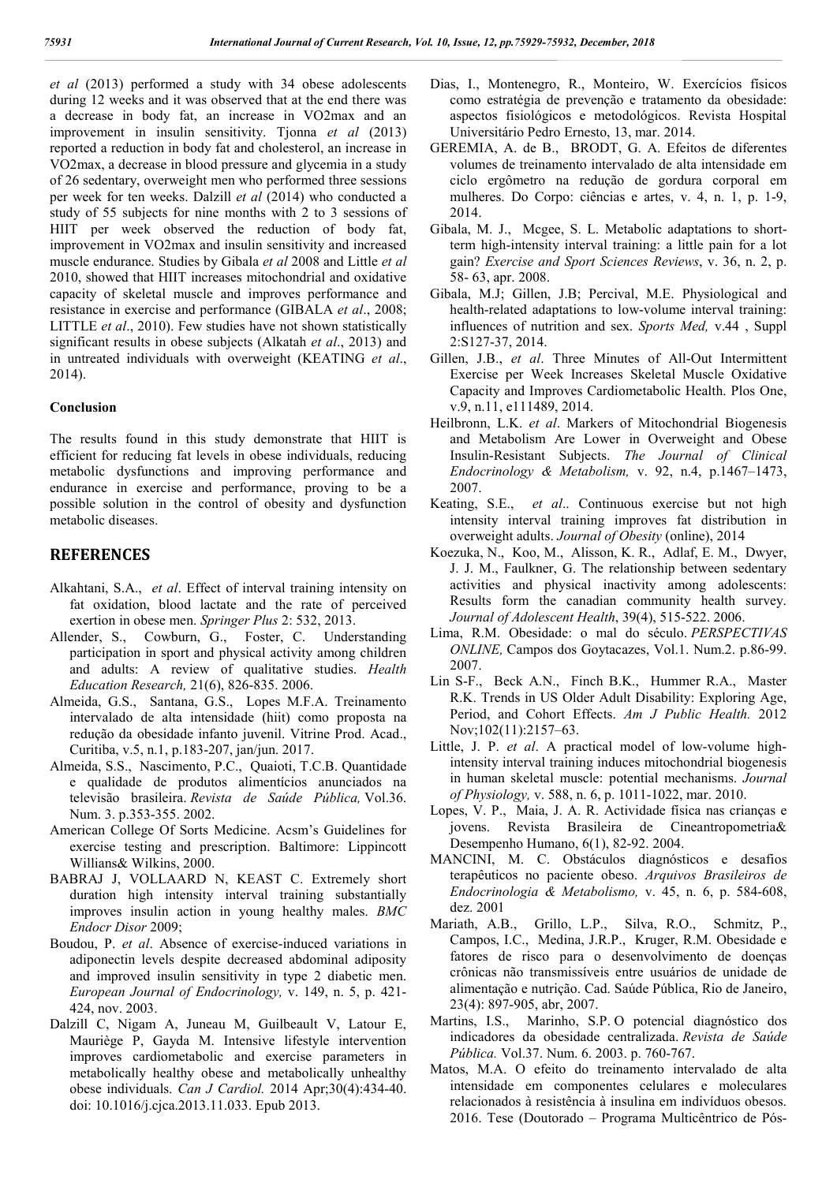*et al* (2013) performed a study with 34 obese adolescents during 12 weeks and it was observed that at the end there was a decrease in body fat, an increase in VO2max and an improvement in insulin sensitivity. Tjonna *et al* (2013) reported a reduction in body fat and cholesterol, an increase in VO2max, a decrease in blood pressure and glycemia in a study of 26 sedentary, overweight men who performed three sessions per week for ten weeks. Dalzill *et al* (2014) who conducted a study of 55 subjects for nine months with 2 to 3 sessions of HIIT per week observed the reduction of body fat, improvement in VO2max and insulin sensitivity and increased muscle endurance. Studies by Gibala *et al* 2008 and Little *et al* 2010, showed that HIIT increases mitochondrial and oxidative capacity of skeletal muscle and improves performance and resistance in exercise and performance (GIBALA *et al*., 2008; LITTLE *et al*., 2010). Few studies have not shown statistically significant results in obese subjects (Alkatah *et al*., 2013) and in untreated individuals with overweight (KEATING *et al*., 2014).

### Conclusion

The results found in this study demonstrate that HIIT is efficient for reducing fat levels in obese individuals, reducing metabolic dysfunctions and improving performance and endurance in exercise and performance, proving to be a possible solution in the control of obesity and dysfunction metabolic diseases.

## REFERENCES

Alkahtani, S.A., *et al*. Effect of interval training intensity on fat oxidation, blood lactate and the rate of perceived exertion in obese men. *Springer Plus* 2: 532, 2013.

Allender, S., Cowburn, G., Foster, C. Understanding participation in sport and physical activity among children and adults: A review of qualitative studies. *Health Education Research,* 21(6), 826-835. 2006.

Almeida, G.S., Santana, G.S., Lopes M.F.A. Treinamento intervalado de alta intensidade (hiit) como proposta na redução da obesidade infanto juvenil. Vitrine Prod. Acad., Curitiba, v.5, n.1, p.183-207, jan/jun. 2017.

Almeida, S.S., Nascimento, P.C., Quaioti, T.C.B. Quantidade e qualidade de produtos alimentícios anunciados na televisão brasileira. *Revista de Saúde Pública,* Vol.36. Num. 3. p.353-355. 2002.

American College Of Sorts Medicine. Acsm's Guidelines for exercise testing and prescription. Baltimore: Lippincott Willians& Wilkins, 2000.

BABRAJ J, VOLLAARD N, KEAST C. Extremely short duration high intensity interval training substantially improves insulin action in young healthy males. *BMC Endocr Disor* 2009;

Boudou, P. *et al*. Absence of exercise-induced variations in adiponectin levels despite decreased abdominal adiposity and improved insulin sensitivity in type 2 diabetic men. *European Journal of Endocrinology,* v. 149, n. 5, p. 421-424, nov. 2003.

Dalzill C, Nigam A, Juneau M, Guilbeault V, Latour E, Mauriège P, Gayda M. Intensive lifestyle intervention improves cardiometabolic and exercise parameters in metabolically healthy obese and metabolically unhealthy obese individuals. *Can J Cardiol.* 2014 Apr;30(4):434-40. doi: 10.1016/j.cjca.2013.11.033. Epub 2013.

Dias, I., Montenegro, R., Monteiro, W. Exercícios físicos como estratégia de prevenção e tratamento da obesidade: aspectos fisiológicos e metodológicos. Revista Hospital Universitário Pedro Ernesto, 13, mar. 2014.

GEREMIA, A. de B., BRODT, G. A. Efeitos de diferentes volumes de treinamento intervalado de alta intensidade em ciclo ergômetro na redução de gordura corporal em mulheres. Do Corpo: ciências e artes, v. 4, n. 1, p. 1-9, 2014.

Gibala, M. J., Mcgee, S. L. Metabolic adaptations to short-term high-intensity interval training: a little pain for a lot gain? *Exercise and Sport Sciences Reviews*, v. 36, n. 2, p. 58- 63, apr. 2008.

Gibala, M.J; Gillen, J.B; Percival, M.E. Physiological and health-related adaptations to low-volume interval training: influences of nutrition and sex. *Sports Med,* v.44 , Suppl 2:S127-37, 2014.

Gillen, J.B., *et al*. Three Minutes of All-Out Intermittent Exercise per Week Increases Skeletal Muscle Oxidative Capacity and Improves Cardiometabolic Health. Plos One, v.9, n.11, e111489, 2014.

Heilbronn, L.K. *et al*. Markers of Mitochondrial Biogenesis and Metabolism Are Lower in Overweight and Obese Insulin-Resistant Subjects. *The Journal of Clinical Endocrinology & Metabolism,* v. 92, n.4, p.1467–1473, 2007.

Keating, S.E., *et al*.. Continuous exercise but not high intensity interval training improves fat distribution in overweight adults. *Journal of Obesity* (online), 2014

Koezuka, N., Koo, M., Alisson, K. R., Adlaf, E. M., Dwyer, J. J. M., Faulkner, G. The relationship between sedentary activities and physical inactivity among adolescents: Results form the canadian community health survey. *Journal of Adolescent Health*, 39(4), 515-522. 2006.

Lima, R.M. Obesidade: o mal do século. *PERSPECTIVAS ONLINE,* Campos dos Goytacazes, Vol.1. Num.2. p.86-99. 2007.

Lin S-F., Beck A.N., Finch B.K., Hummer R.A., Master R.K. Trends in US Older Adult Disability: Exploring Age, Period, and Cohort Effects. *Am J Public Health.* 2012 Nov;102(11):2157–63.

Little, J. P. *et al*. A practical model of low-volume high-intensity interval training induces mitochondrial biogenesis in human skeletal muscle: potential mechanisms. *Journal of Physiology,* v. 588, n. 6, p. 1011-1022, mar. 2010.

Lopes, V. P., Maia, J. A. R. Actividade física nas crianças e jovens. Revista Brasileira de Cineantropometria& Desempenho Humano, 6(1), 82-92. 2004.

MANCINI, M. C. Obstáculos diagnósticos e desafios terapêuticos no paciente obeso. *Arquivos Brasileiros de Endocrinologia & Metabolismo,* v. 45, n. 6, p. 584-608, dez. 2001

Mariath, A.B., Grillo, L.P., Silva, R.O., Schmitz, P., Campos, I.C., Medina, J.R.P., Kruger, R.M. Obesidade e fatores de risco para o desenvolvimento de doenças crônicas não transmissíveis entre usuários de unidade de alimentação e nutrição. Cad. Saúde Pública, Rio de Janeiro, 23(4): 897-905, abr, 2007.

Martins, I.S., Marinho, S.P. O potencial diagnóstico dos indicadores da obesidade centralizada. *Revista de Saúde Pública.* Vol.37. Num. 6. 2003. p. 760-767.

Matos, M.A. O efeito do treinamento intervalado de alta intensidade em componentes celulares e moleculares relacionados à resistência à insulina em indivíduos obesos. 2016. Tese (Doutorado – Programa Multicêntrico de Pós-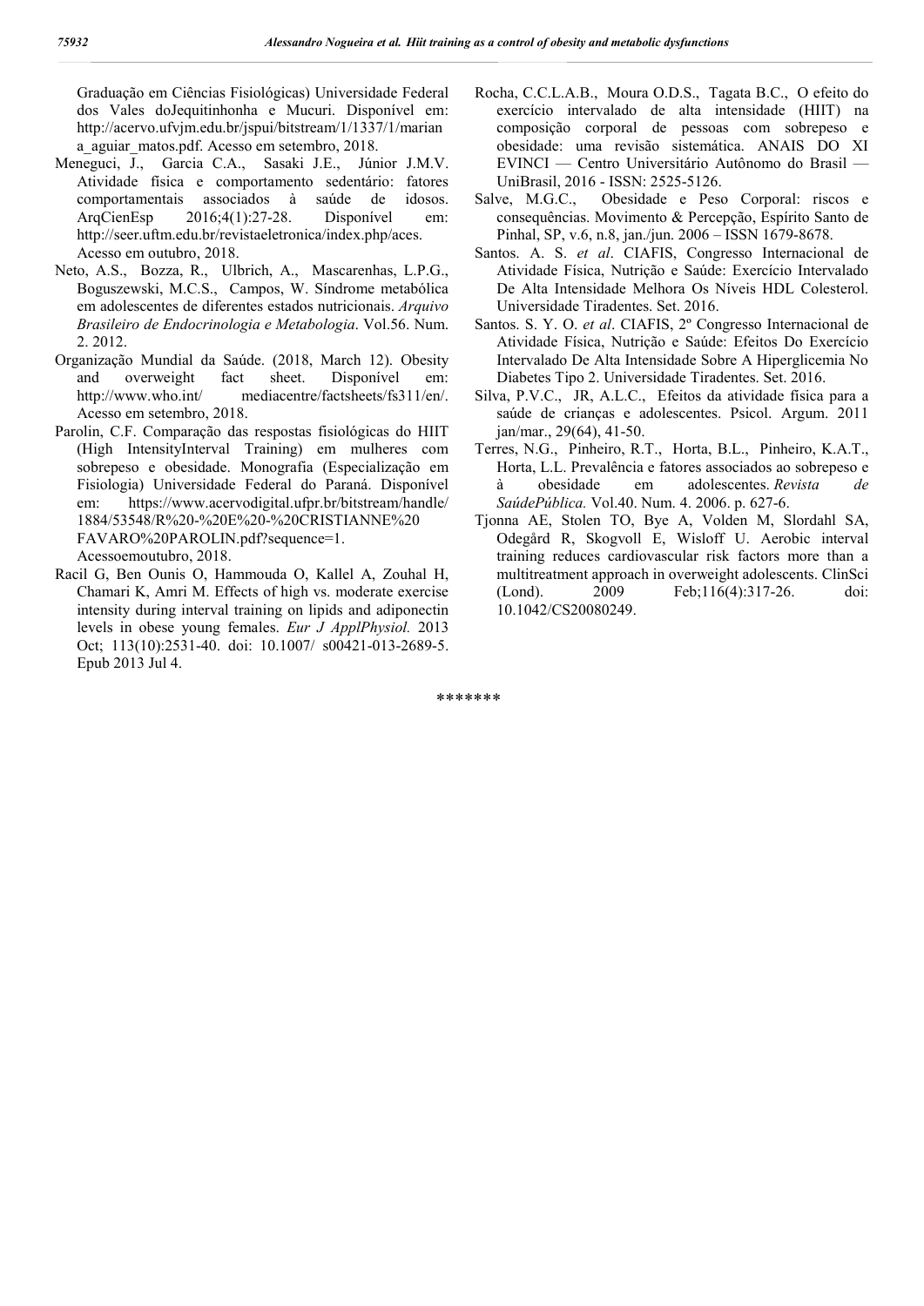Graduação em Ciências Fisiológicas) Universidade Federal dos Vales doJequitinhonha e Mucuri. Disponível em: http://acervo.ufvjm.edu.br/jspui/bitstream/1/1337/1/marian a_aguiar_matos.pdf. Acesso em setembro, 2018.

Meneguci, J., Garcia C.A., Sasaki J.E., Júnior J.M.V. Atividade física e comportamento sedentário: fatores comportamentais associados à saúde de idosos. ArqCienEsp 2016;4(1):27-28. Disponível em: http://seer.uftm.edu.br/revistaeletronica/index.php/aces. Acesso em outubro, 2018.

Neto, A.S., Bozza, R., Ulbrich, A., Mascarenhas, L.P.G., Boguszewski, M.C.S., Campos, W. Síndrome metabólica em adolescentes de diferentes estados nutricionais. *Arquivo Brasileiro de Endocrinologia e Metabologia*. Vol.56. Num. 2. 2012.

Organização Mundial da Saúde. (2018, March 12). Obesity and overweight fact sheet. Disponível em: http://www.who.int/ mediacentre/factsheets/fs311/en/. Acesso em setembro, 2018.

Parolin, C.F. Comparação das respostas fisiológicas do HIIT (High IntensityInterval Training) em mulheres com sobrepeso e obesidade. Monografia (Especialização em Fisiologia) Universidade Federal do Paraná. Disponível em: https://www.acervodigital.ufpr.br/bitstream/handle/ 1884/53548/R%20-%20E%20-%20CRISTIANNE%20 FAVARO%20PAROLIN.pdf?sequence=1. Acessoemoutubro, 2018.

Racil G, Ben Ounis O, Hammouda O, Kallel A, Zouhal H, Chamari K, Amri M. Effects of high vs. moderate exercise intensity during interval training on lipids and adiponectin levels in obese young females. *Eur J ApplPhysiol.* 2013 Oct; 113(10):2531-40. doi: 10.1007/ s00421-013-2689-5. Epub 2013 Jul 4.

Rocha, C.C.L.A.B., Moura O.D.S., Tagata B.C., O efeito do exercício intervalado de alta intensidade (HIIT) na composição corporal de pessoas com sobrepeso e obesidade: uma revisão sistemática. ANAIS DO XI EVINCI — Centro Universitário Autônomo do Brasil — UniBrasil, 2016 - ISSN: 2525-5126.

Salve, M.G.C., Obesidade e Peso Corporal: riscos e consequências. Movimento & Percepção, Espírito Santo de Pinhal, SP, v.6, n.8, jan./jun. 2006 – ISSN 1679-8678.

Santos. A. S. *et al*. CIAFIS, Congresso Internacional de Atividade Física, Nutrição e Saúde: Exercício Intervalado De Alta Intensidade Melhora Os Níveis HDL Colesterol. Universidade Tiradentes. Set. 2016.

Santos. S. Y. O. *et al*. CIAFIS, 2º Congresso Internacional de Atividade Física, Nutrição e Saúde: Efeitos Do Exercício Intervalado De Alta Intensidade Sobre A Hiperglicemia No Diabetes Tipo 2. Universidade Tiradentes. Set. 2016.

Silva, P.V.C., JR, A.L.C., Efeitos da atividade física para a saúde de crianças e adolescentes. Psicol. Argum. 2011 jan/mar., 29(64), 41-50.

Terres, N.G., Pinheiro, R.T., Horta, B.L., Pinheiro, K.A.T., Horta, L.L. Prevalência e fatores associados ao sobrepeso e à obesidade em adolescentes. *Revista de SaúdePública.* Vol.40. Num. 4. 2006. p. 627-6.

Tjonna AE, Stolen TO, Bye A, Volden M, Slordahl SA, Odegård R, Skogvoll E, Wisloff U. Aerobic interval training reduces cardiovascular risk factors more than a multitreatment approach in overweight adolescents. ClinSci (Lond). 2009 Feb;116(4):317-26. doi: 10.1042/CS20080249.

*******